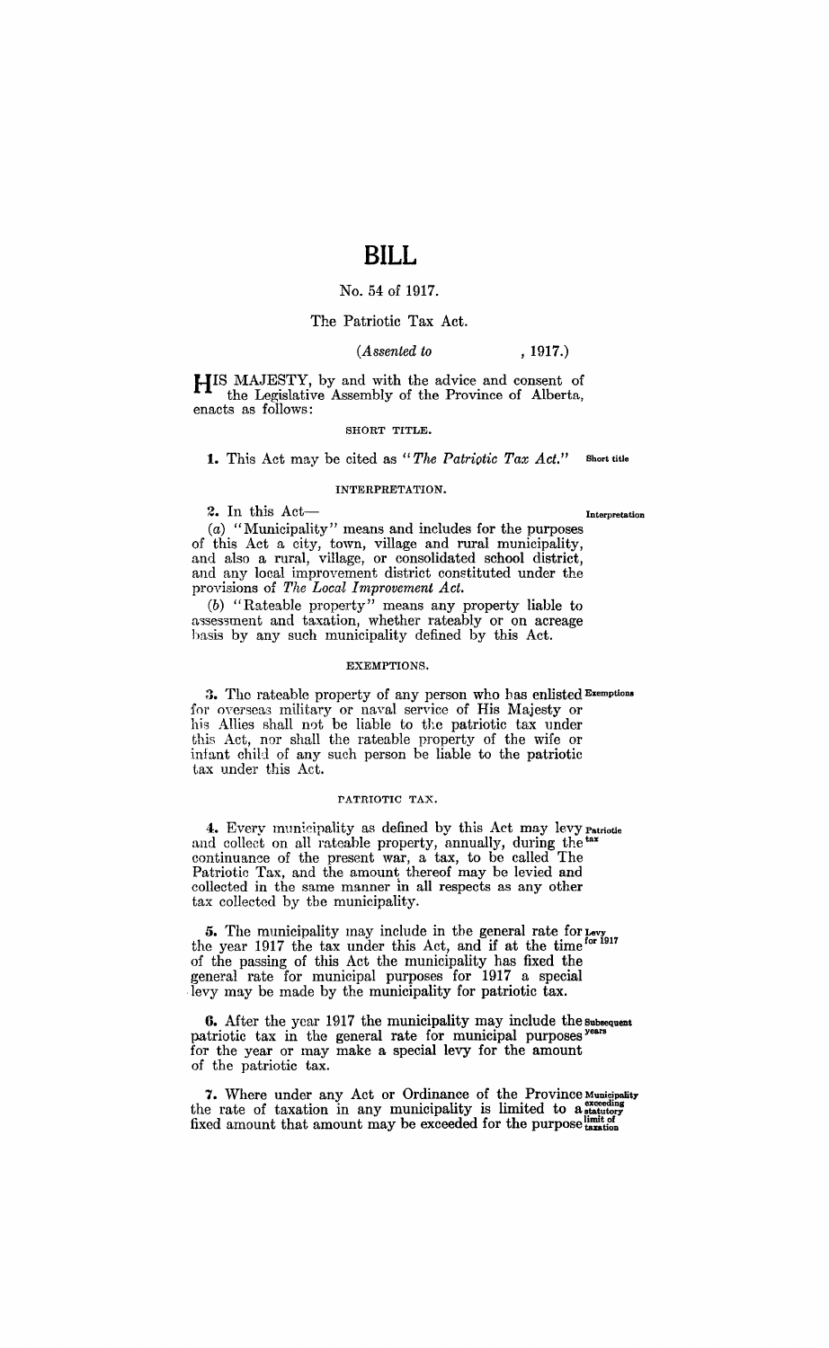# BILL

No. 54 of 1917.

The Patriotic Tax Act.

*(Assented to , 1917.)*

HIS MAJESTY, by and with the advice and consent of the Legislative Assembly of the Province of Alberta, enacts as follows:

SHORT TITLE.

**1.** This Act may be cited as "*The Patriotic Tax Act.*" Short title

INTERPRETATION.

**2.** In this Act— Interpretation

(*a*) "Municipality" means and includes for the purposes of this Act a city, town, village and rural municipality, and also a rural, village, or consolidated school district, and any local improvement district constituted under the provisions of *The Local Improvement Act.*

(*b*) "Rateable property" means any property liable to assessment and taxation, whether rateably or on acreage basis by any such municipality defined by this Act.

EXEMPTIONS.

**3.** The rateable property of any person who has enlisted for overseas military or naval service of His Majesty or his Allies shall not be liable to the patriotic tax under this Act, nor shall the rateable property of the wife or infant child of any such person be liable to the patriotic tax under this Act. Exemptions

PATRIOTIC TAX.

**4.** Every municipality as defined by this Act may levy and collect on all rateable property, annually, during the continuance of the present war, a tax, to be called The Patriotic Tax, and the amount thereof may be levied and collected in the same manner in all respects as any other tax collected by the municipality. Patriotic tax

**5.** The municipality may include in the general rate for the year 1917 the tax under this Act, and if at the time of the passing of this Act the municipality has fixed the general rate for municipal purposes for 1917 a special levy may be made by the municipality for patriotic tax. Levy for 1917

**6.** After the year 1917 the municipality may include the patriotic tax in the general rate for municipal purposes for the year or may make a special levy for the amount of the patriotic tax. Subsequent years

**7.** Where under any Act or Ordinance of the Province the rate of taxation in any municipality is limited to a fixed amount that amount may be exceeded for the purpose Municipality exceeding statutory limit of taxation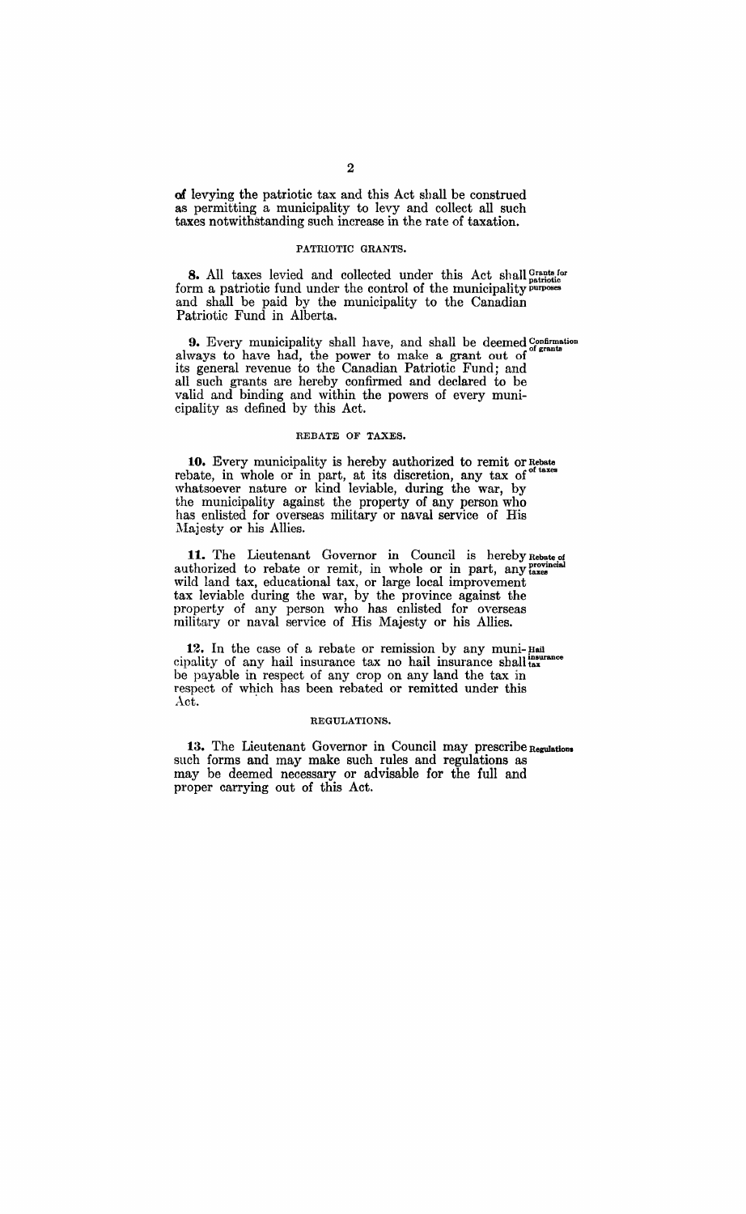of levying the patriotic tax and this Act shall be construed as permitting a municipality to levy and collect all such taxes notwithstanding such increase in the rate of taxation.

### PATRIOTIC GRANTS.

**8.** All taxes levied and collected under this Act shall form a patriotic fund under the control of the municipality and shall be paid by the municipality to the Canadian Patriotic Fund in Alberta.

*Grants for patriotic purposes*

**9.** Every municipality shall have, and shall be deemed always to have had, the power to make a grant out of its general revenue to the Canadian Patriotic Fund; and all such grants are hereby confirmed and declared to be valid and binding and within the powers of every municipality as defined by this Act.

*Confirmation of grants*

### REBATE OF TAXES.

**10.** Every municipality is hereby authorized to remit or rebate, in whole or in part, at its discretion, any tax of whatsoever nature or kind leviable, during the war, by the municipality against the property of any person who has enlisted for overseas military or naval service of His Majesty or his Allies.

*Rebate of taxes*

**11.** The Lieutenant Governor in Council is hereby authorized to rebate or remit, in whole or in part, any wild land tax, educational tax, or large local improvement tax leviable during the war, by the province against the property of any person who has enlisted for overseas military or naval service of His Majesty or his Allies.

*Rebate of provincial taxes*

**12.** In the case of a rebate or remission by any municipality of any hail insurance tax no hail insurance shall be payable in respect of any crop on any land the tax in respect of which has been rebated or remitted under this Act.

*Hail insurance tax*

### REGULATIONS.

**13.** The Lieutenant Governor in Council may prescribe such forms and may make such rules and regulations as may be deemed necessary or advisable for the full and proper carrying out of this Act.

*Regulations*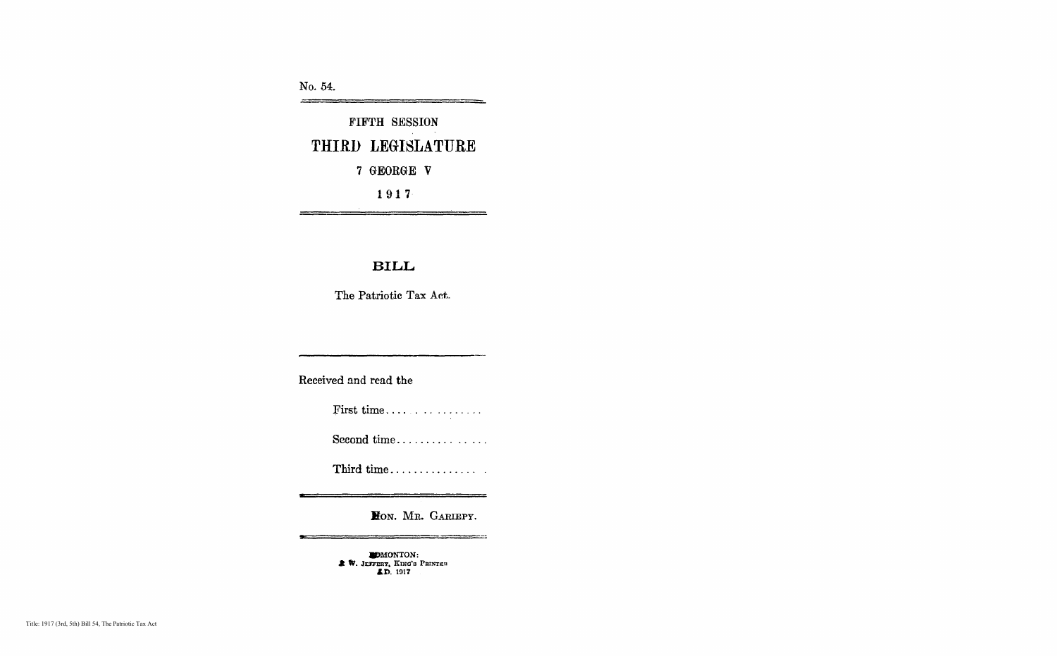No. 54.

FIFTH SESSION

THIRD LEGISLATURE

7 GEORGE V

1917

# BILL

The Patriotic Tax Act.

Received and read the

First time..............

Second time..............

Third time..............

HON. MR. GARIEPY.

EDMONTON:
J. W. JEFFERY, KING'S PRINTER
A.D. 1917

Title: 1917 (3rd, 5th) Bill 54, The Patriotic Tax Act